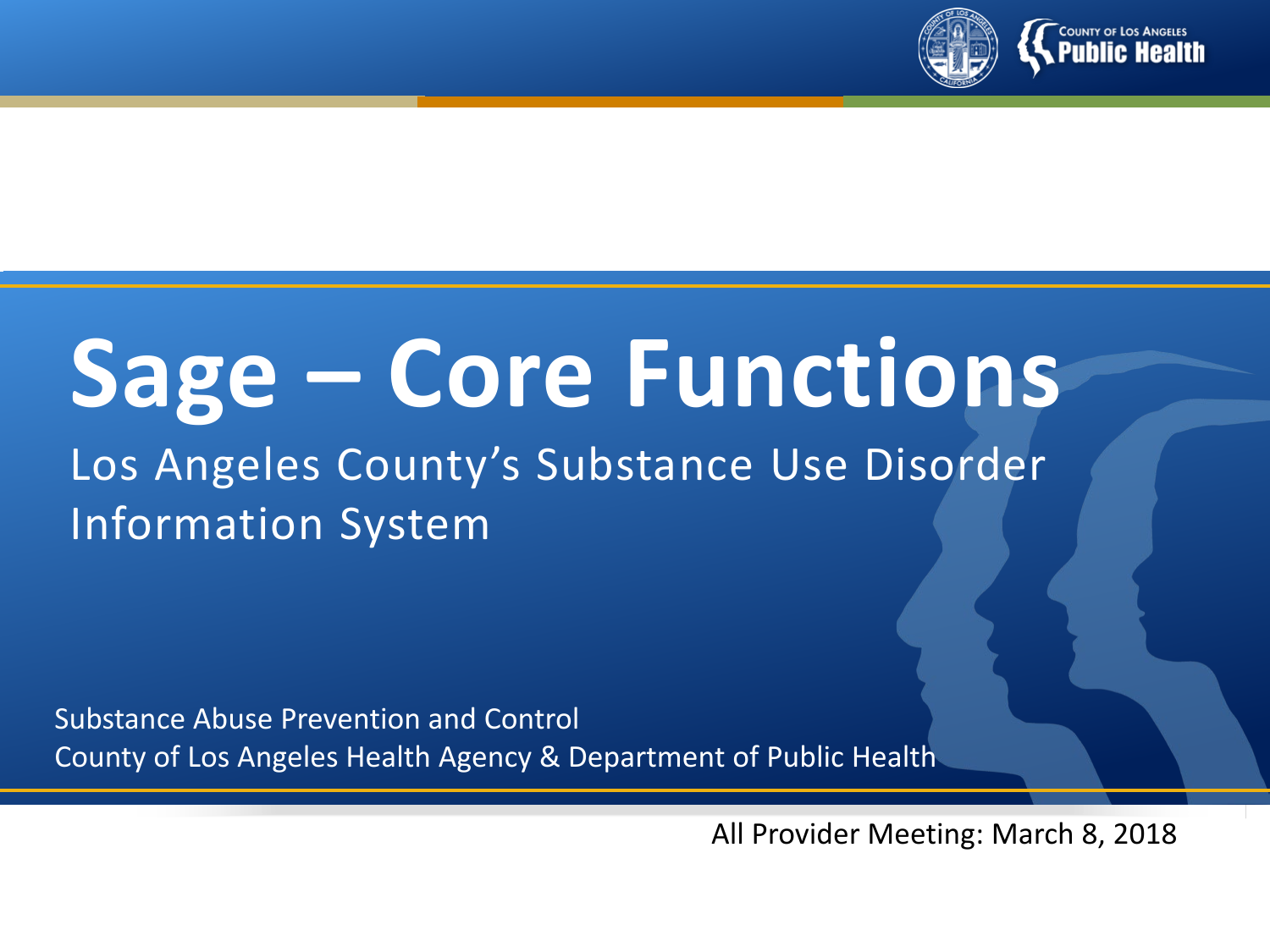# Sage – Core Functions

Los Angeles County's Substance Use Disorder Information System

Substance Abuse Prevention and Control
County of Los Angeles Health Agency & Department of Public Health

All Provider Meeting: March 8, 2018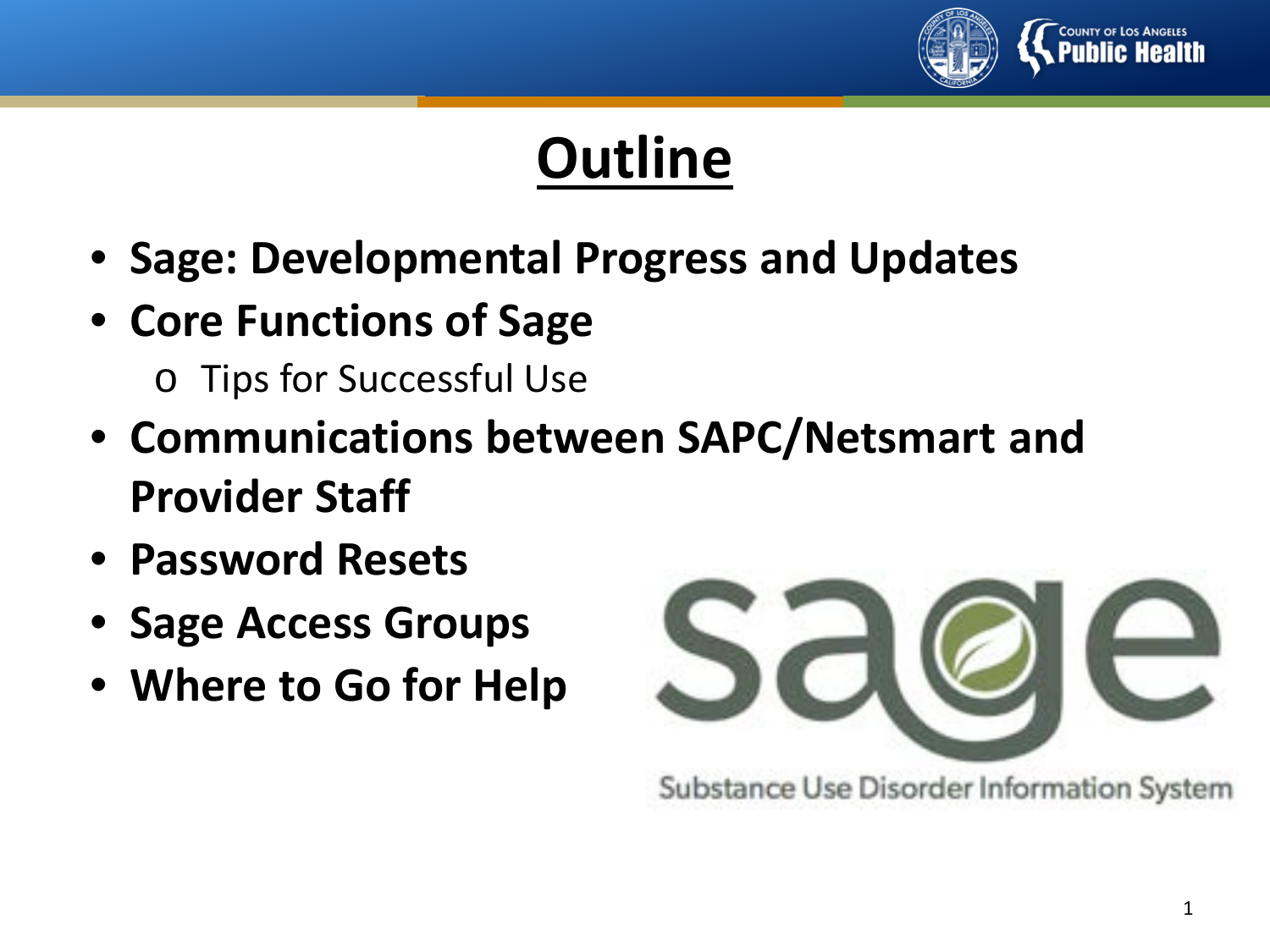# Outline

- **Sage: Developmental Progress and Updates**
- **Core Functions of Sage**
  - Tips for Successful Use
- **Communications between SAPC/Netsmart and Provider Staff**
- **Password Resets**
- **Sage Access Groups**
- **Where to Go for Help**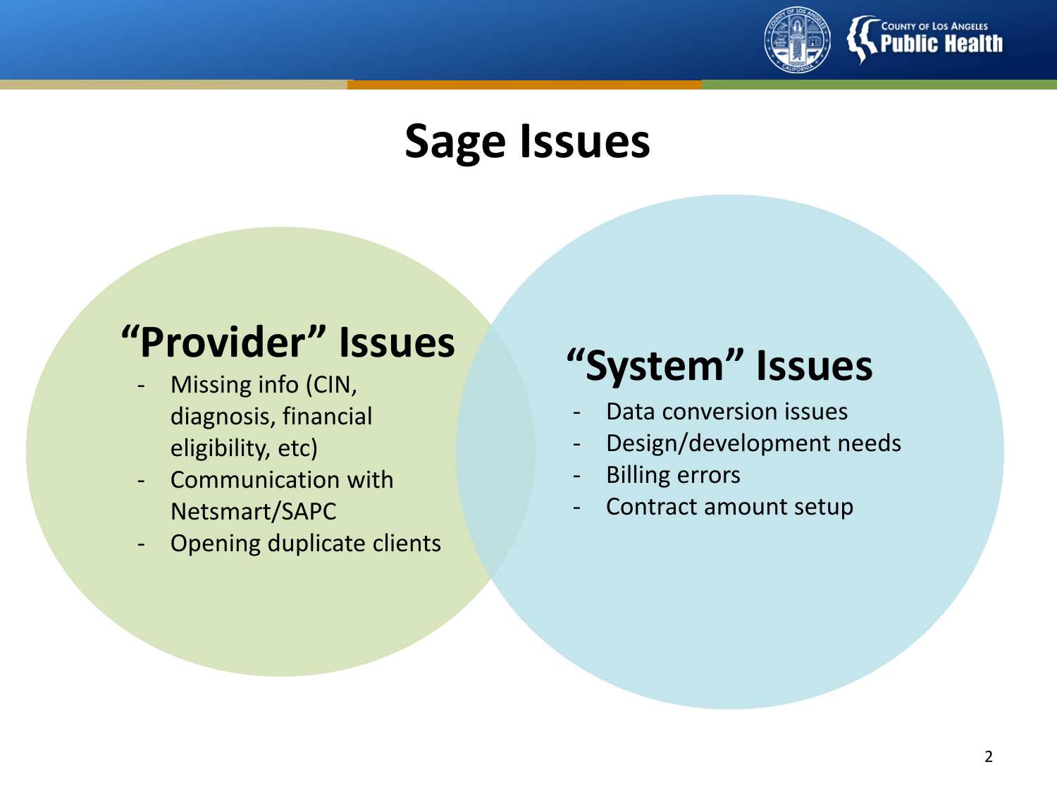# Sage Issues

## "Provider" Issues

- Missing info (CIN, diagnosis, financial eligibility, etc)
- Communication with Netsmart/SAPC
- Opening duplicate clients

## "System" Issues

- Data conversion issues
- Design/development needs
- Billing errors
- Contract amount setup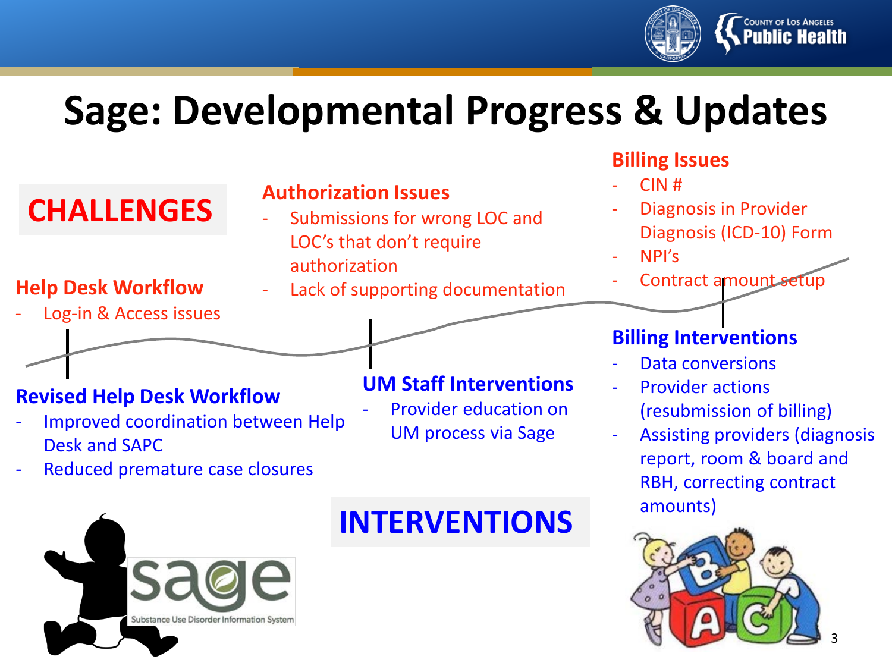# Sage: Developmental Progress & Updates

## CHALLENGES

### Help Desk Workflow
- Log-in & Access issues

### Authorization Issues
- Submissions for wrong LOC and LOC's that don't require authorization
- Lack of supporting documentation

### Billing Issues
- CIN #
- Diagnosis in Provider Diagnosis (ICD-10) Form
- NPI's
- Contract amount setup

## INTERVENTIONS

### Revised Help Desk Workflow
- Improved coordination between Help Desk and SAPC
- Reduced premature case closures

### UM Staff Interventions
- Provider education on UM process via Sage

### Billing Interventions
- Data conversions
- Provider actions (resubmission of billing)
- Assisting providers (diagnosis report, room & board and RBH, correcting contract amounts)

sage

Substance Use Disorder Information System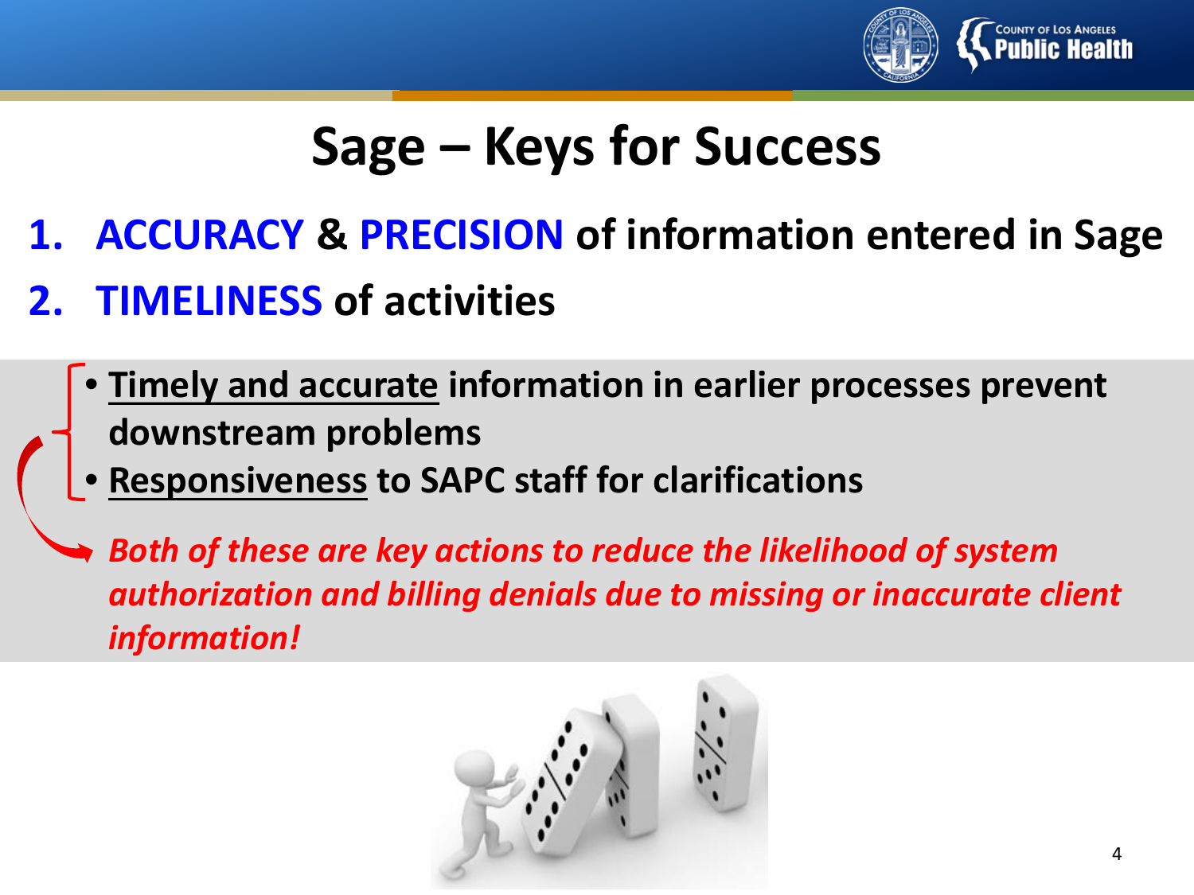# Sage – Keys for Success

1. **ACCURACY & PRECISION of information entered in Sage**
2. **TIMELINESS of activities**

- **Timely and accurate information in earlier processes prevent downstream problems**
- **Responsiveness to SAPC staff for clarifications**

***Both of these are key actions to reduce the likelihood of system authorization and billing denials due to missing or inaccurate client information!***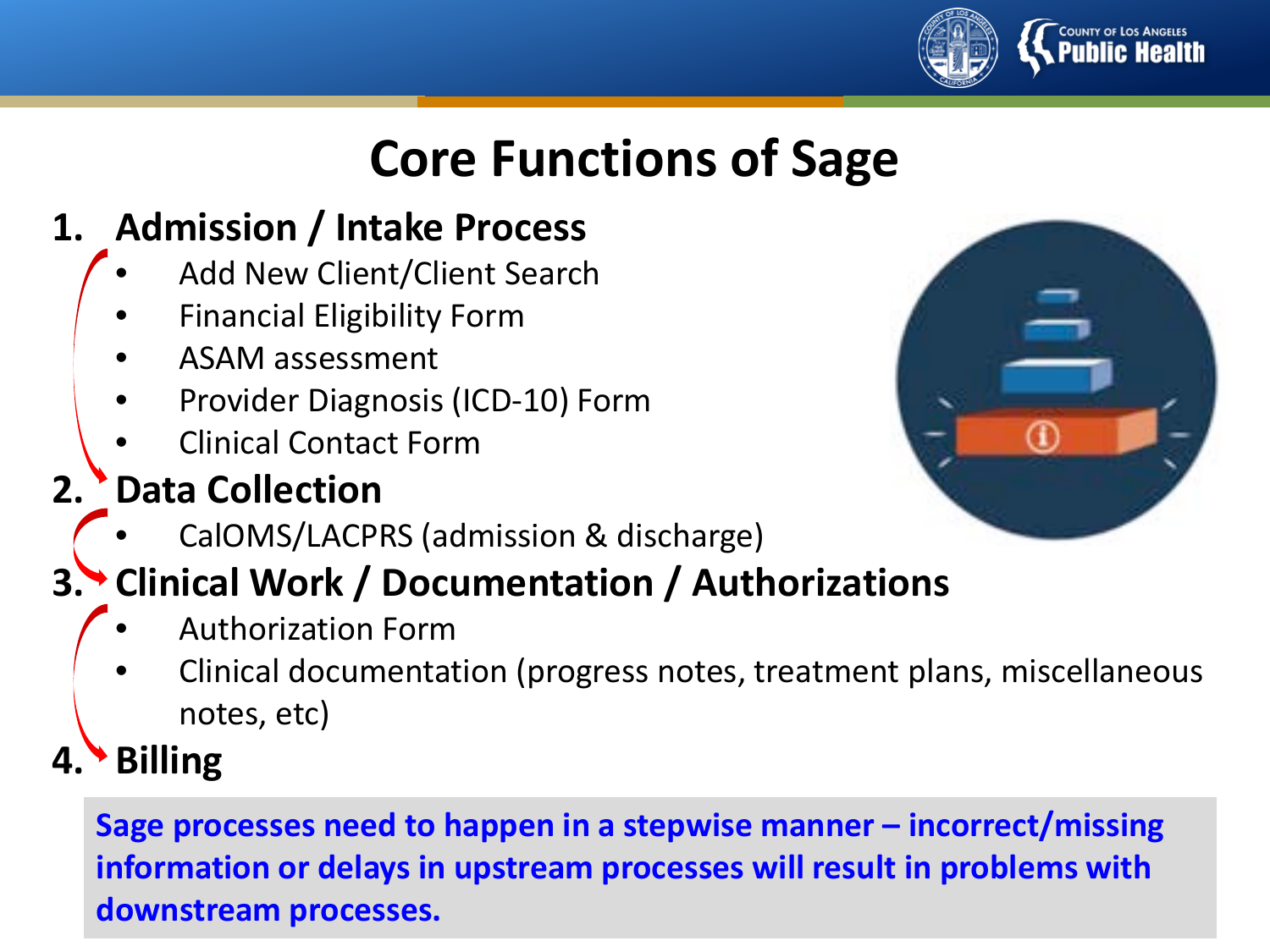# Core Functions of Sage

1. **Admission / Intake Process**
   - Add New Client/Client Search
   - Financial Eligibility Form
   - ASAM assessment
   - Provider Diagnosis (ICD-10) Form
   - Clinical Contact Form
2. **Data Collection**
   - CalOMS/LACPRS (admission & discharge)
3. **Clinical Work / Documentation / Authorizations**
   - Authorization Form
   - Clinical documentation (progress notes, treatment plans, miscellaneous notes, etc)
4. **Billing**

**Sage processes need to happen in a stepwise manner – incorrect/missing information or delays in upstream processes will result in problems with downstream processes.**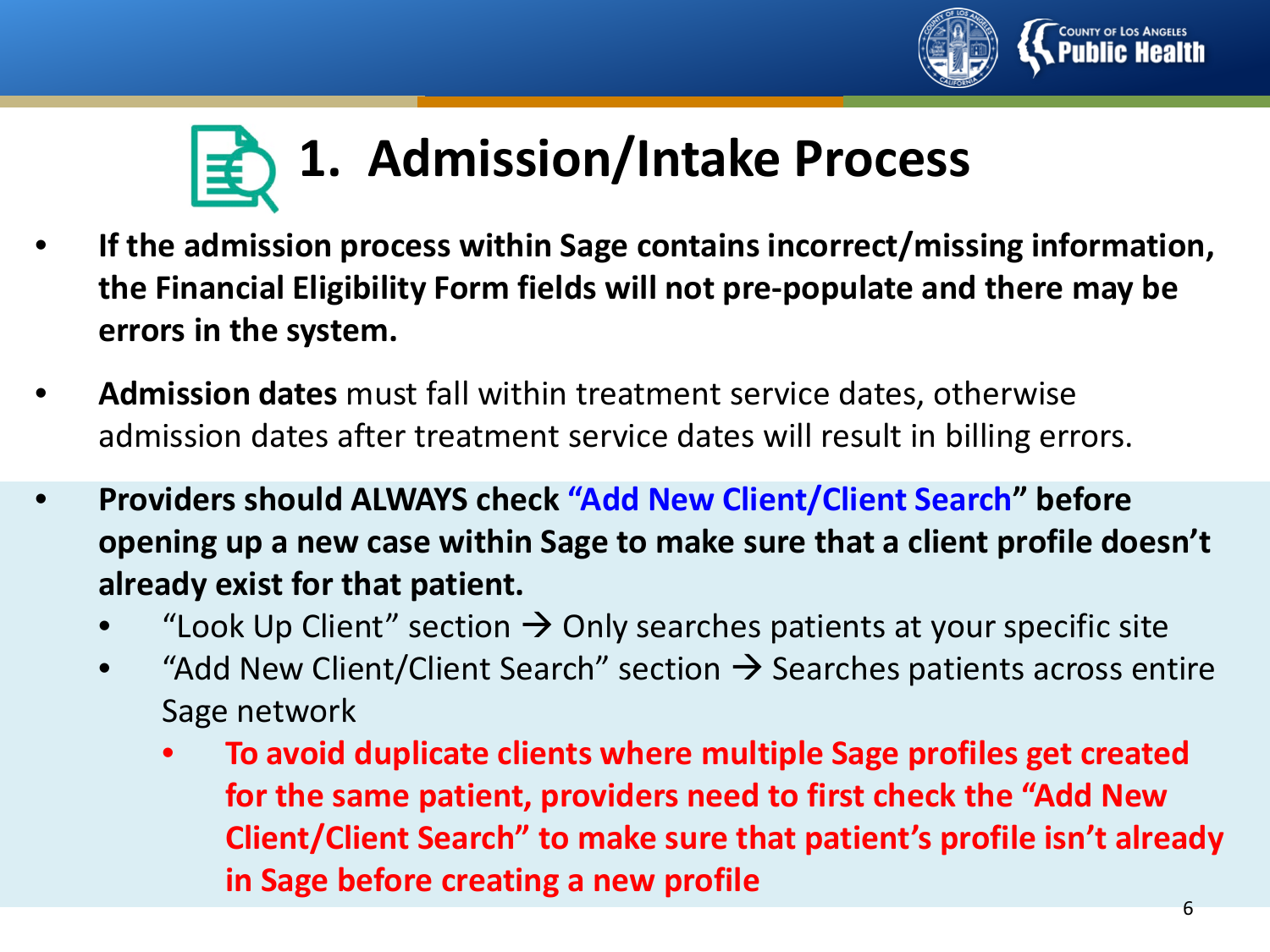# 1. Admission/Intake Process

- **If the admission process within Sage contains incorrect/missing information, the Financial Eligibility Form fields will not pre-populate and there may be errors in the system.**
- **Admission dates** must fall within treatment service dates, otherwise admission dates after treatment service dates will result in billing errors.
- **Providers should ALWAYS check "Add New Client/Client Search" before opening up a new case within Sage to make sure that a client profile doesn't already exist for that patient.**
  - "Look Up Client" section → Only searches patients at your specific site
  - "Add New Client/Client Search" section → Searches patients across entire Sage network
    - **To avoid duplicate clients where multiple Sage profiles get created for the same patient, providers need to first check the "Add New Client/Client Search" to make sure that patient's profile isn't already in Sage before creating a new profile**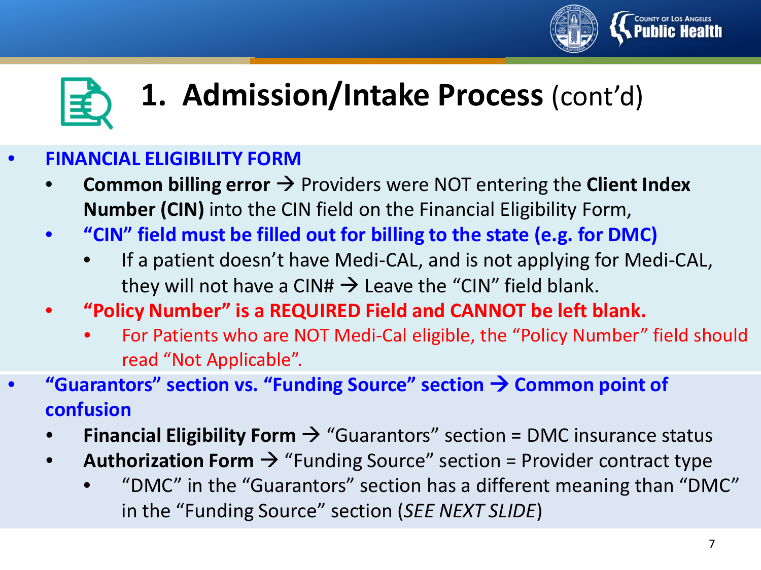# 1. Admission/Intake Process (cont'd)

- **FINANCIAL ELIGIBILITY FORM**
  - **Common billing error** → Providers were NOT entering the **Client Index Number (CIN)** into the CIN field on the Financial Eligibility Form,
  - **"CIN" field must be filled out for billing to the state (e.g. for DMC)**
    - If a patient doesn't have Medi-CAL, and is not applying for Medi-CAL, they will not have a CIN# → Leave the "CIN" field blank.
  - **"Policy Number" is a REQUIRED Field and CANNOT be left blank.**
    - For Patients who are NOT Medi-Cal eligible, the "Policy Number" field should read "Not Applicable".
- **"Guarantors" section vs. "Funding Source" section → Common point of confusion**
  - **Financial Eligibility Form** → "Guarantors" section = DMC insurance status
  - **Authorization Form** → "Funding Source" section = Provider contract type
    - "DMC" in the "Guarantors" section has a different meaning than "DMC" in the "Funding Source" section (*SEE NEXT SLIDE*)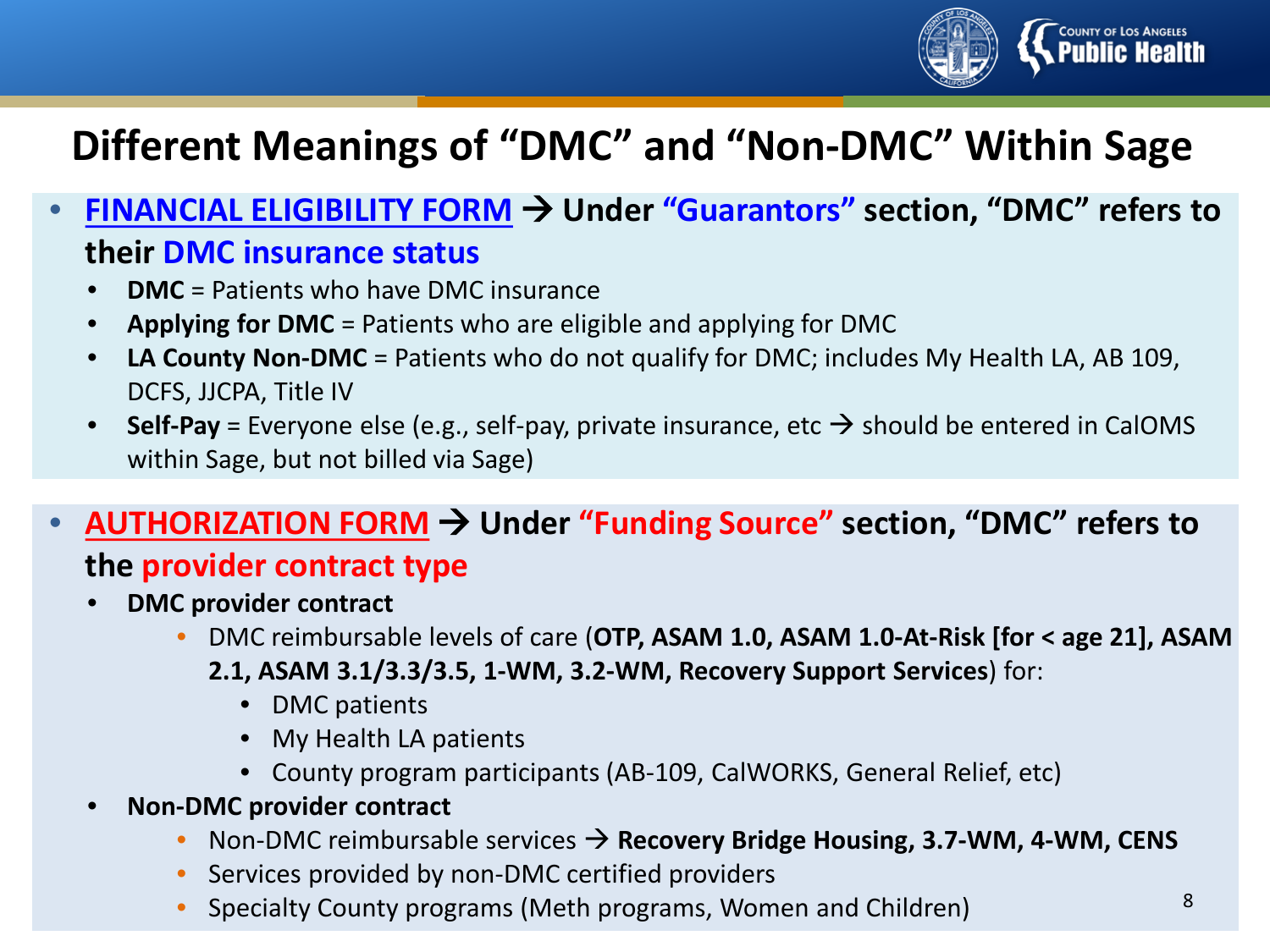# Different Meanings of "DMC" and "Non-DMC" Within Sage

- **FINANCIAL ELIGIBILITY FORM → Under "Guarantors" section, "DMC" refers to their DMC insurance status**
  - **DMC** = Patients who have DMC insurance
  - **Applying for DMC** = Patients who are eligible and applying for DMC
  - **LA County Non-DMC** = Patients who do not qualify for DMC; includes My Health LA, AB 109, DCFS, JJCPA, Title IV
  - **Self-Pay** = Everyone else (e.g., self-pay, private insurance, etc → should be entered in CalOMS within Sage, but not billed via Sage)

- **AUTHORIZATION FORM → Under "Funding Source" section, "DMC" refers to the provider contract type**
  - **DMC provider contract**
    - DMC reimbursable levels of care (**OTP, ASAM 1.0, ASAM 1.0-At-Risk [for < age 21], ASAM 2.1, ASAM 3.1/3.3/3.5, 1-WM, 3.2-WM, Recovery Support Services**) for:
      - DMC patients
      - My Health LA patients
      - County program participants (AB-109, CalWORKS, General Relief, etc)
  - **Non-DMC provider contract**
    - Non-DMC reimbursable services → **Recovery Bridge Housing, 3.7-WM, 4-WM, CENS**
    - Services provided by non-DMC certified providers
    - Specialty County programs (Meth programs, Women and Children)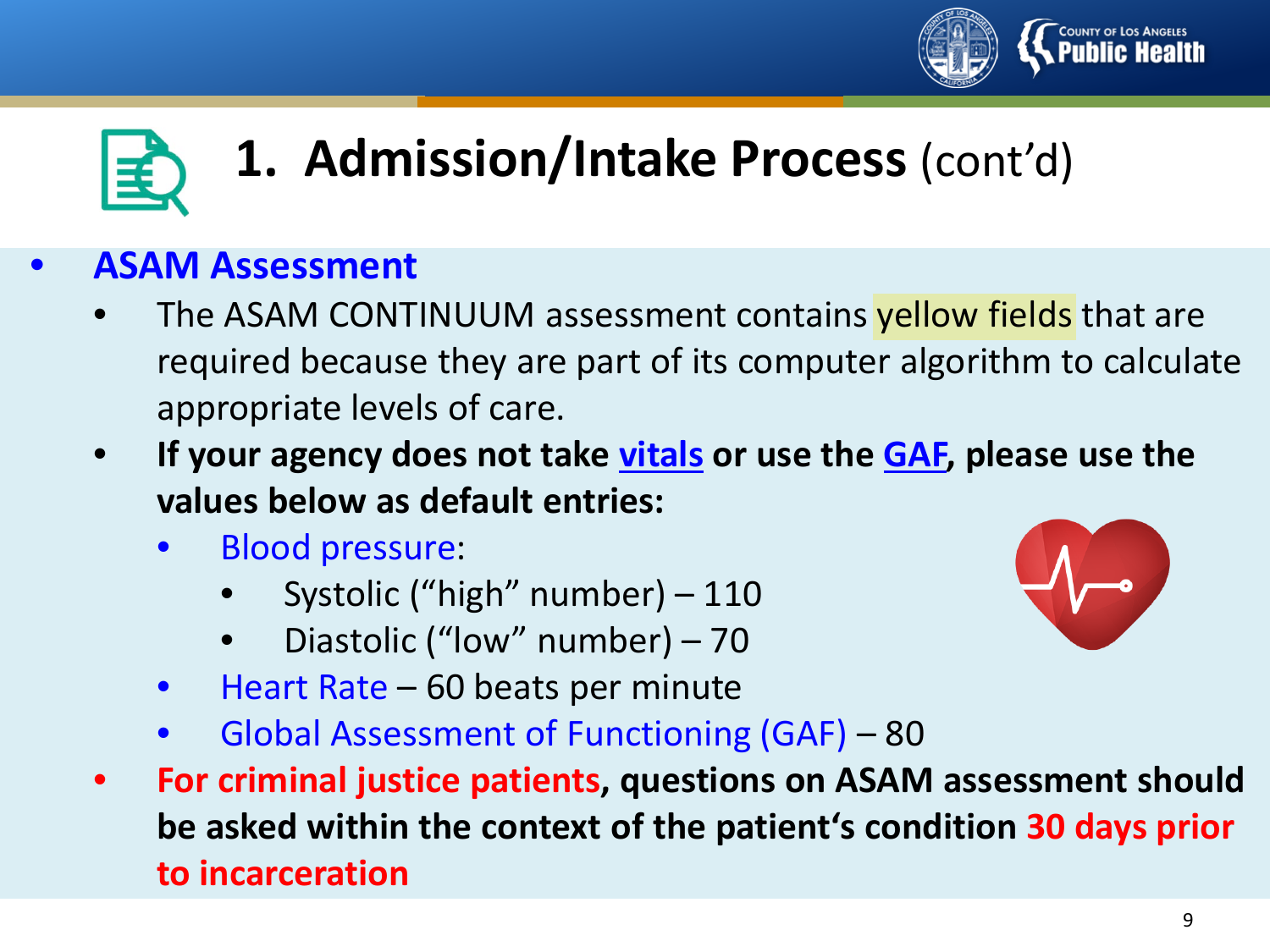# 1. Admission/Intake Process (cont'd)

- **ASAM Assessment**
  - The ASAM CONTINUUM assessment contains yellow fields that are required because they are part of its computer algorithm to calculate appropriate levels of care.
  - **If your agency does not take vitals or use the GAF, please use the values below as default entries:**
    - Blood pressure:
      - Systolic ("high" number) – 110
      - Diastolic ("low" number) – 70
    - Heart Rate – 60 beats per minute
    - Global Assessment of Functioning (GAF) – 80
  - **For criminal justice patients, questions on ASAM assessment should be asked within the context of the patient's condition 30 days prior to incarceration**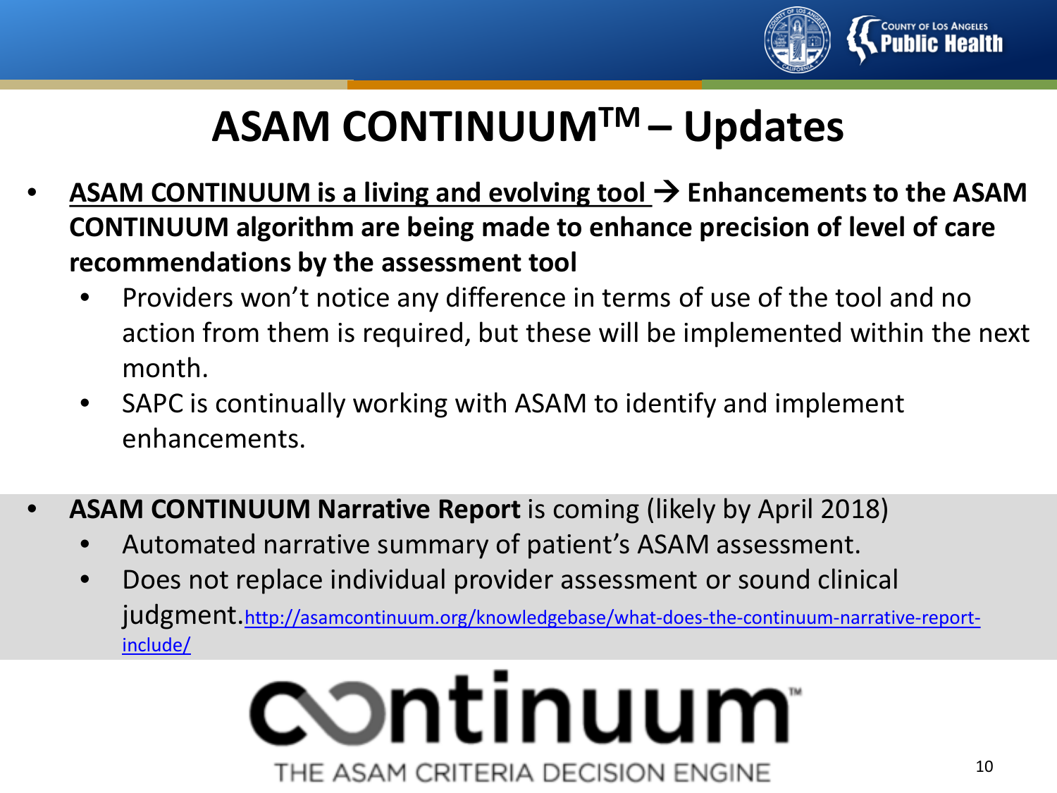# ASAM CONTINUUM™ – Updates

- **ASAM CONTINUUM is a living and evolving tool → Enhancements to the ASAM CONTINUUM algorithm are being made to enhance precision of level of care recommendations by the assessment tool**
  - Providers won't notice any difference in terms of use of the tool and no action from them is required, but these will be implemented within the next month.
  - SAPC is continually working with ASAM to identify and implement enhancements.

- **ASAM CONTINUUM Narrative Report** is coming (likely by April 2018)
  - Automated narrative summary of patient's ASAM assessment.
  - Does not replace individual provider assessment or sound clinical judgment. http://asamcontinuum.org/knowledgebase/what-does-the-continuum-narrative-report-include/

continuum™

THE ASAM CRITERIA DECISION ENGINE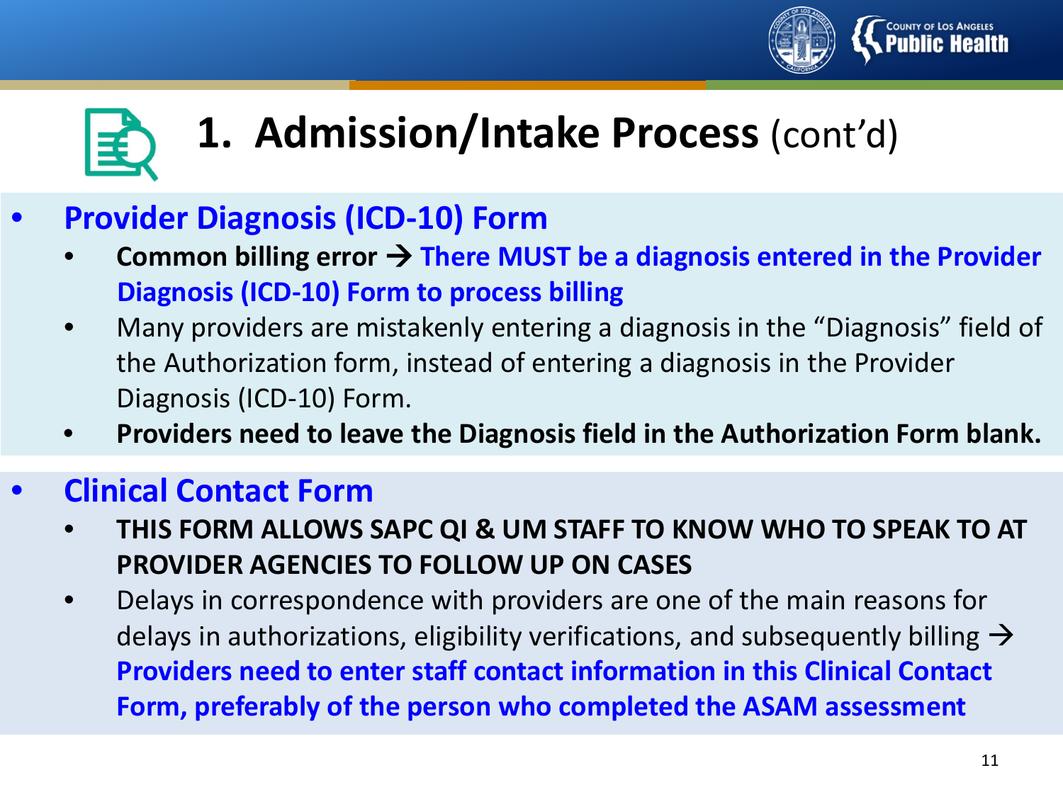# 1. Admission/Intake Process (cont'd)

- **Provider Diagnosis (ICD-10) Form**
  - **Common billing error → There MUST be a diagnosis entered in the Provider Diagnosis (ICD-10) Form to process billing**
  - Many providers are mistakenly entering a diagnosis in the "Diagnosis" field of the Authorization form, instead of entering a diagnosis in the Provider Diagnosis (ICD-10) Form.
  - **Providers need to leave the Diagnosis field in the Authorization Form blank.**

- **Clinical Contact Form**
  - **THIS FORM ALLOWS SAPC QI & UM STAFF TO KNOW WHO TO SPEAK TO AT PROVIDER AGENCIES TO FOLLOW UP ON CASES**
  - Delays in correspondence with providers are one of the main reasons for delays in authorizations, eligibility verifications, and subsequently billing → **Providers need to enter staff contact information in this Clinical Contact Form, preferably of the person who completed the ASAM assessment**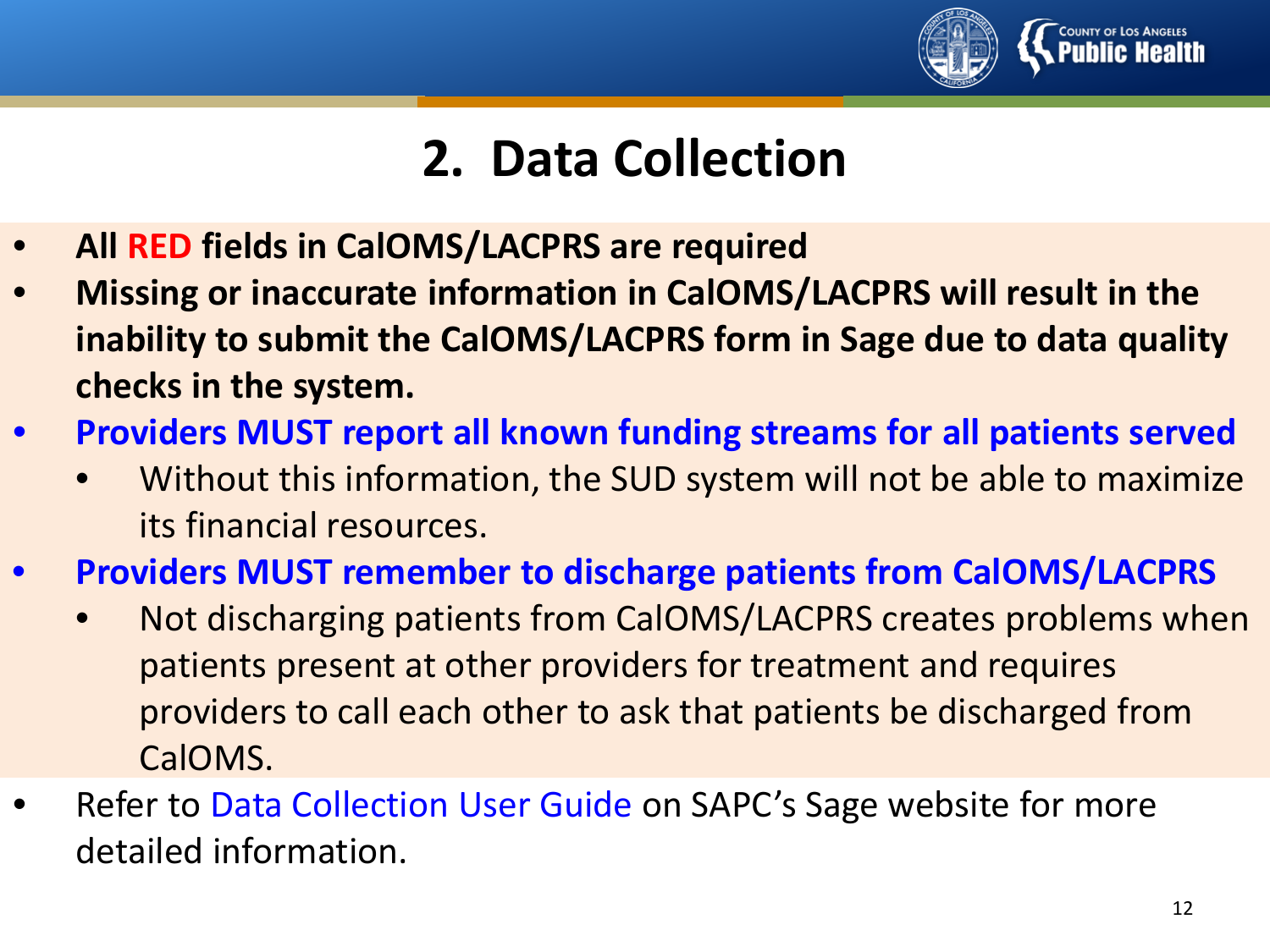# 2. Data Collection

- **All RED fields in CalOMS/LACPRS are required**
- **Missing or inaccurate information in CalOMS/LACPRS will result in the inability to submit the CalOMS/LACPRS form in Sage due to data quality checks in the system.**
- **Providers MUST report all known funding streams for all patients served**
  - Without this information, the SUD system will not be able to maximize its financial resources.
- **Providers MUST remember to discharge patients from CalOMS/LACPRS**
  - Not discharging patients from CalOMS/LACPRS creates problems when patients present at other providers for treatment and requires providers to call each other to ask that patients be discharged from CalOMS.
- Refer to Data Collection User Guide on SAPC's Sage website for more detailed information.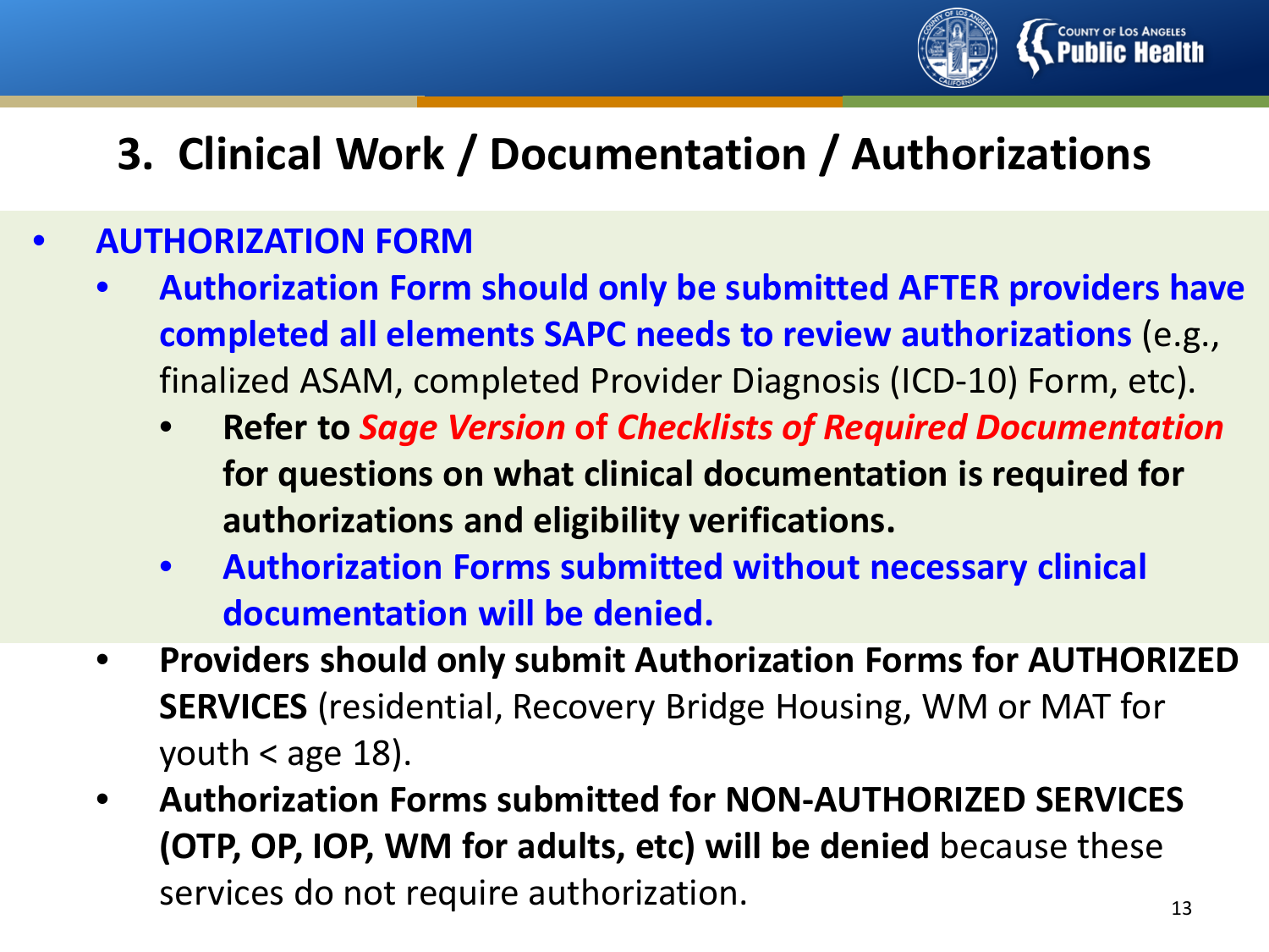# 3. Clinical Work / Documentation / Authorizations

- **AUTHORIZATION FORM**
  - **Authorization Form should only be submitted AFTER providers have completed all elements SAPC needs to review authorizations** (e.g., finalized ASAM, completed Provider Diagnosis (ICD-10) Form, etc).
    - **Refer to *Sage Version* of *Checklists of Required Documentation* for questions on what clinical documentation is required for authorizations and eligibility verifications.**
    - **Authorization Forms submitted without necessary clinical documentation will be denied.**
  - **Providers should only submit Authorization Forms for AUTHORIZED SERVICES** (residential, Recovery Bridge Housing, WM or MAT for youth < age 18).
  - **Authorization Forms submitted for NON-AUTHORIZED SERVICES (OTP, OP, IOP, WM for adults, etc) will be denied** because these services do not require authorization.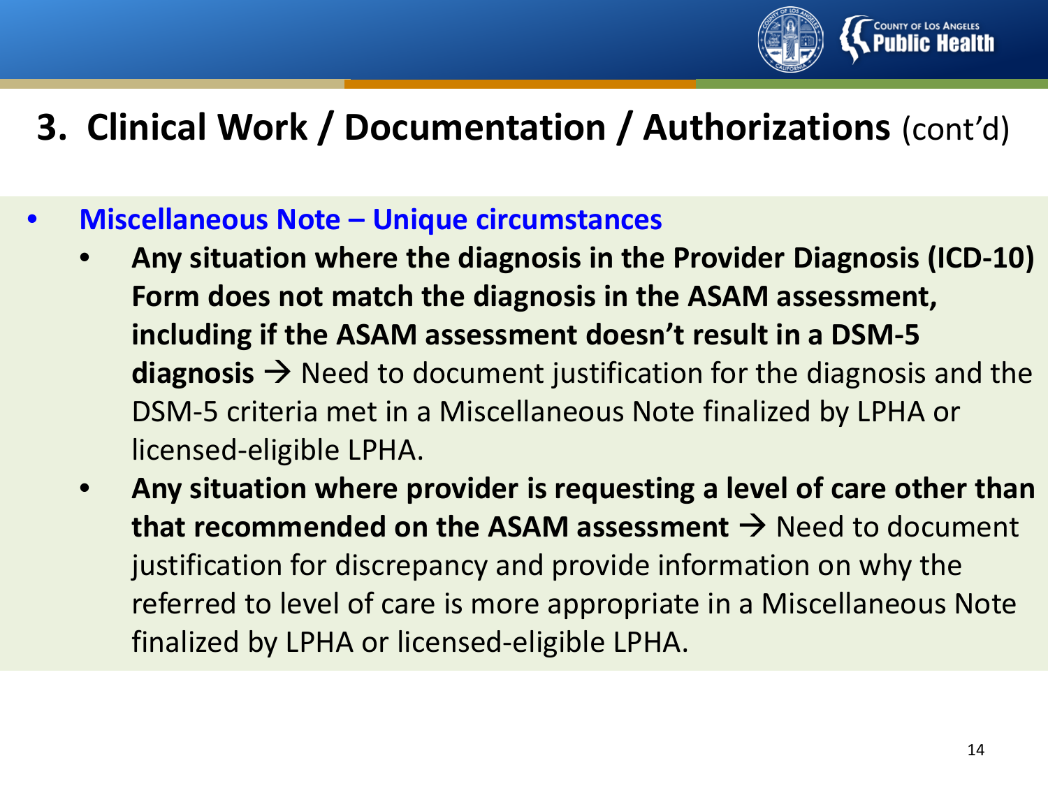# 3. Clinical Work / Documentation / Authorizations (cont'd)

- **Miscellaneous Note – Unique circumstances**
  - **Any situation where the diagnosis in the Provider Diagnosis (ICD-10) Form does not match the diagnosis in the ASAM assessment, including if the ASAM assessment doesn't result in a DSM-5 diagnosis** → Need to document justification for the diagnosis and the DSM-5 criteria met in a Miscellaneous Note finalized by LPHA or licensed-eligible LPHA.
  - **Any situation where provider is requesting a level of care other than that recommended on the ASAM assessment** → Need to document justification for discrepancy and provide information on why the referred to level of care is more appropriate in a Miscellaneous Note finalized by LPHA or licensed-eligible LPHA.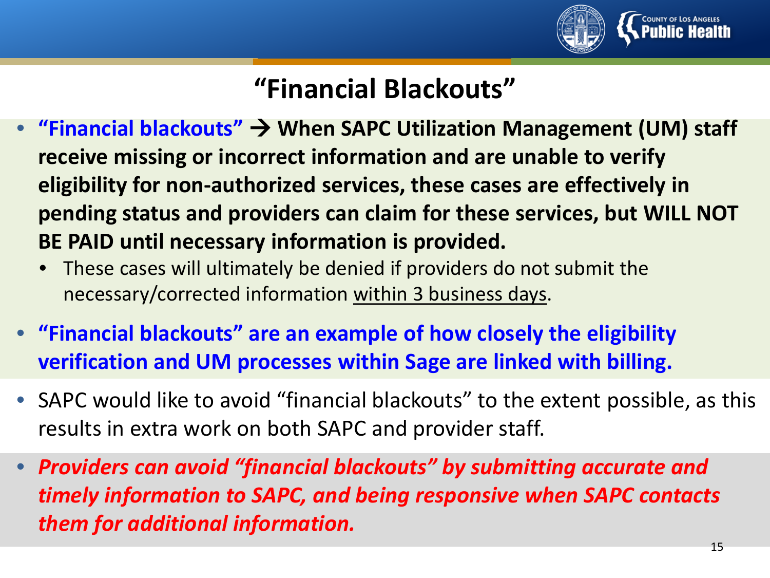# "Financial Blackouts"

- **"Financial blackouts" → When SAPC Utilization Management (UM) staff receive missing or incorrect information and are unable to verify eligibility for non-authorized services, these cases are effectively in pending status and providers can claim for these services, but WILL NOT BE PAID until necessary information is provided.**
  - These cases will ultimately be denied if providers do not submit the necessary/corrected information within 3 business days.
- **"Financial blackouts" are an example of how closely the eligibility verification and UM processes within Sage are linked with billing.**
- SAPC would like to avoid "financial blackouts" to the extent possible, as this results in extra work on both SAPC and provider staff.
- ***Providers can avoid "financial blackouts" by submitting accurate and timely information to SAPC, and being responsive when SAPC contacts them for additional information.***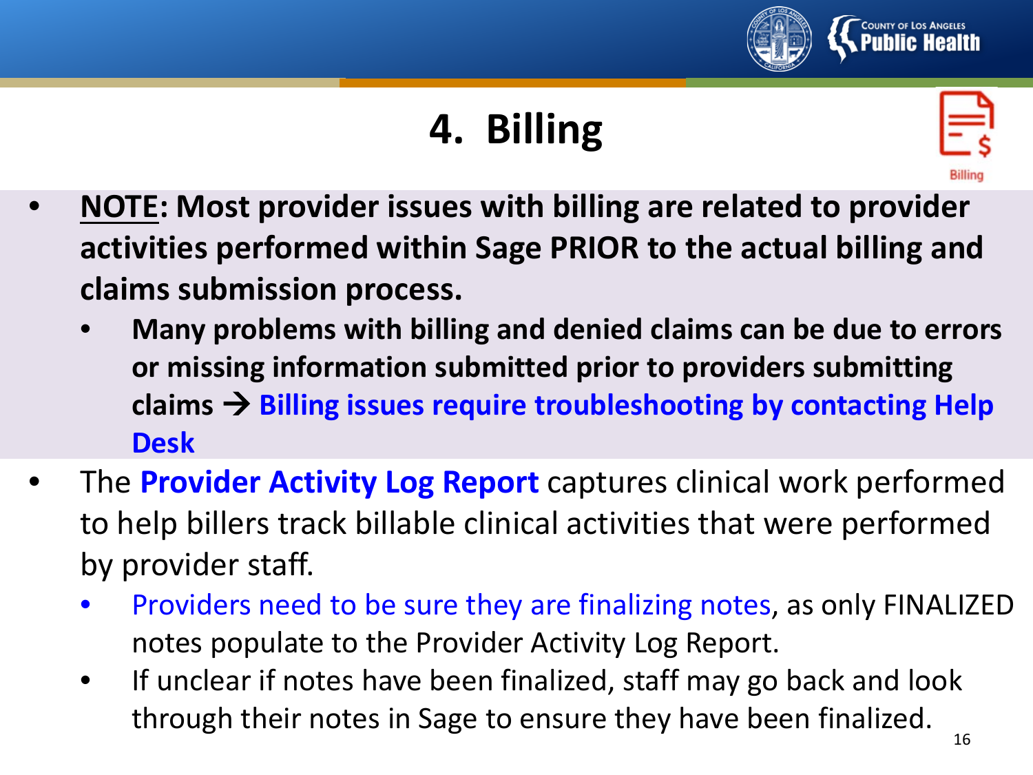# 4. Billing

- **<u>NOTE</u>: Most provider issues with billing are related to provider activities performed within Sage PRIOR to the actual billing and claims submission process.**
  - **Many problems with billing and denied claims can be due to errors or missing information submitted prior to providers submitting claims → Billing issues require troubleshooting by contacting Help Desk**
- The **Provider Activity Log Report** captures clinical work performed to help billers track billable clinical activities that were performed by provider staff.
  - Providers need to be sure they are finalizing notes, as only FINALIZED notes populate to the Provider Activity Log Report.
  - If unclear if notes have been finalized, staff may go back and look through their notes in Sage to ensure they have been finalized.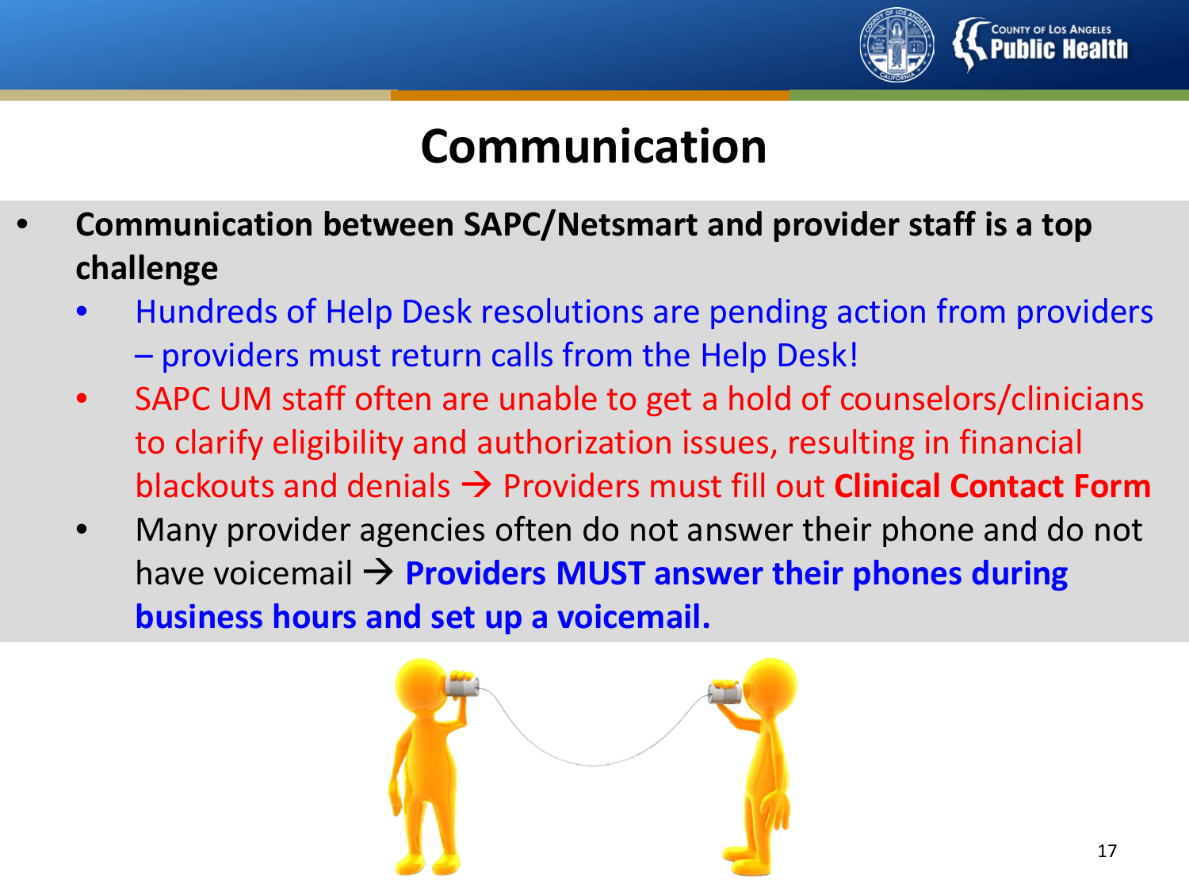# Communication

- **Communication between SAPC/Netsmart and provider staff is a top challenge**
  - Hundreds of Help Desk resolutions are pending action from providers – providers must return calls from the Help Desk!
  - SAPC UM staff often are unable to get a hold of counselors/clinicians to clarify eligibility and authorization issues, resulting in financial blackouts and denials → Providers must fill out **Clinical Contact Form**
  - Many provider agencies often do not answer their phone and do not have voicemail → **Providers MUST answer their phones during business hours and set up a voicemail.**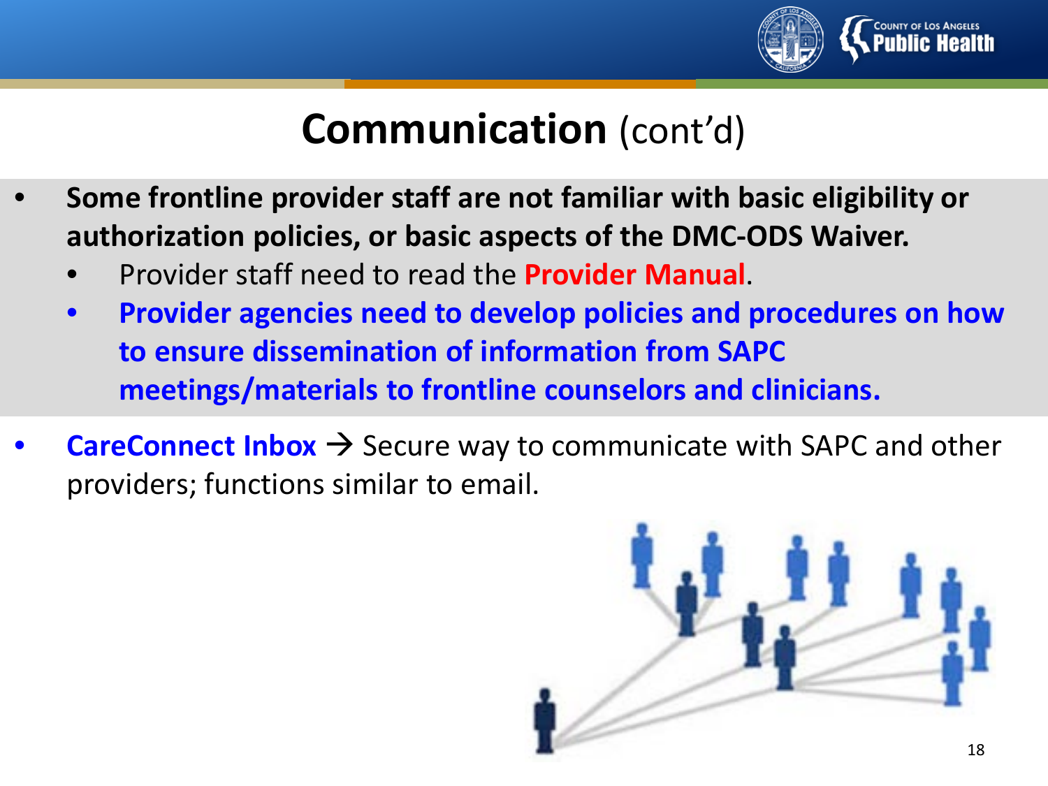# **Communication** (cont'd)

- **Some frontline provider staff are not familiar with basic eligibility or authorization policies, or basic aspects of the DMC-ODS Waiver.**
  - Provider staff need to read the **Provider Manual**.
  - **Provider agencies need to develop policies and procedures on how to ensure dissemination of information from SAPC meetings/materials to frontline counselors and clinicians.**
- **CareConnect Inbox** → Secure way to communicate with SAPC and other providers; functions similar to email.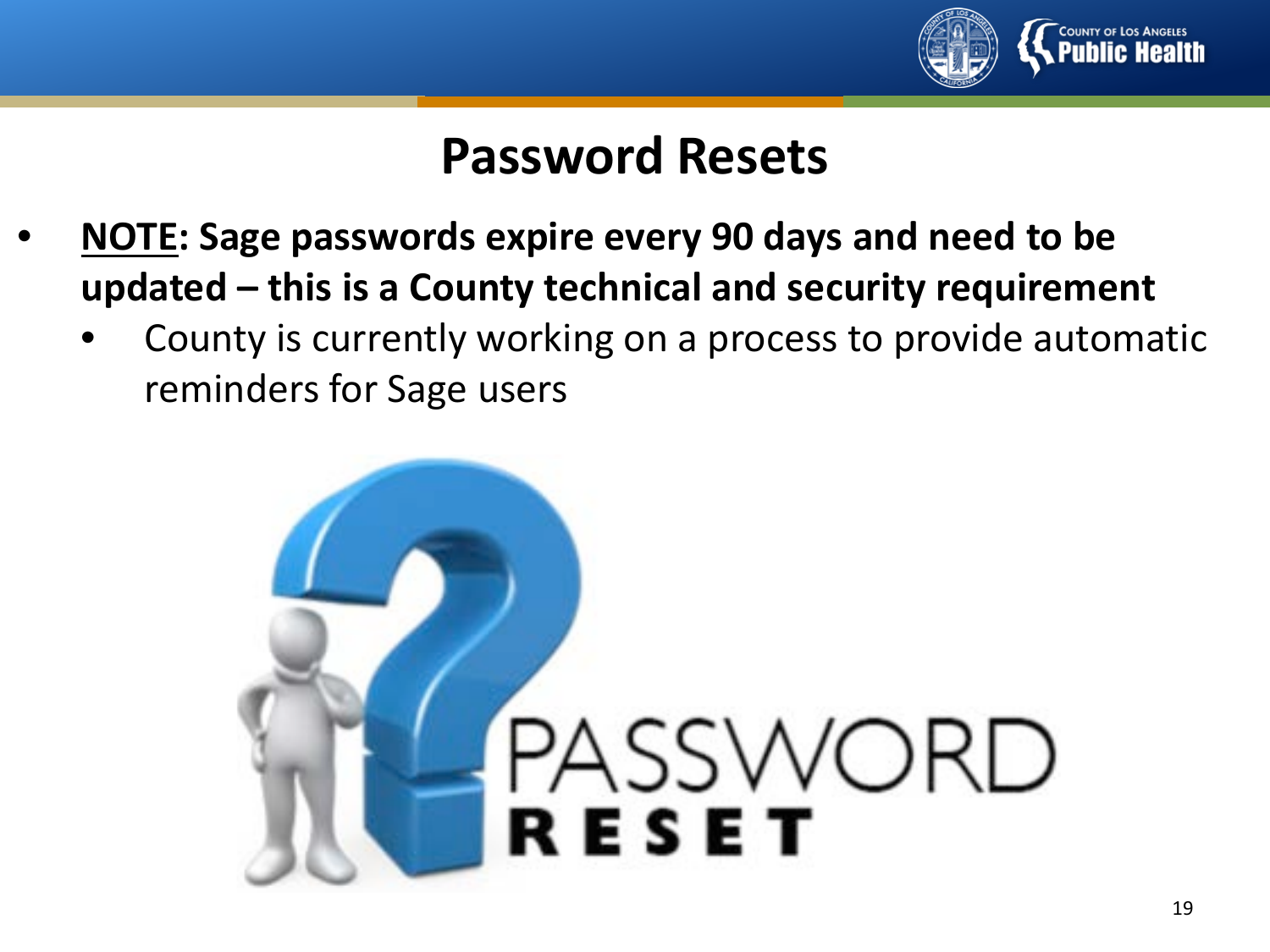# Password Resets

- **<u>NOTE</u>: Sage passwords expire every 90 days and need to be updated – this is a County technical and security requirement**
  - County is currently working on a process to provide automatic reminders for Sage users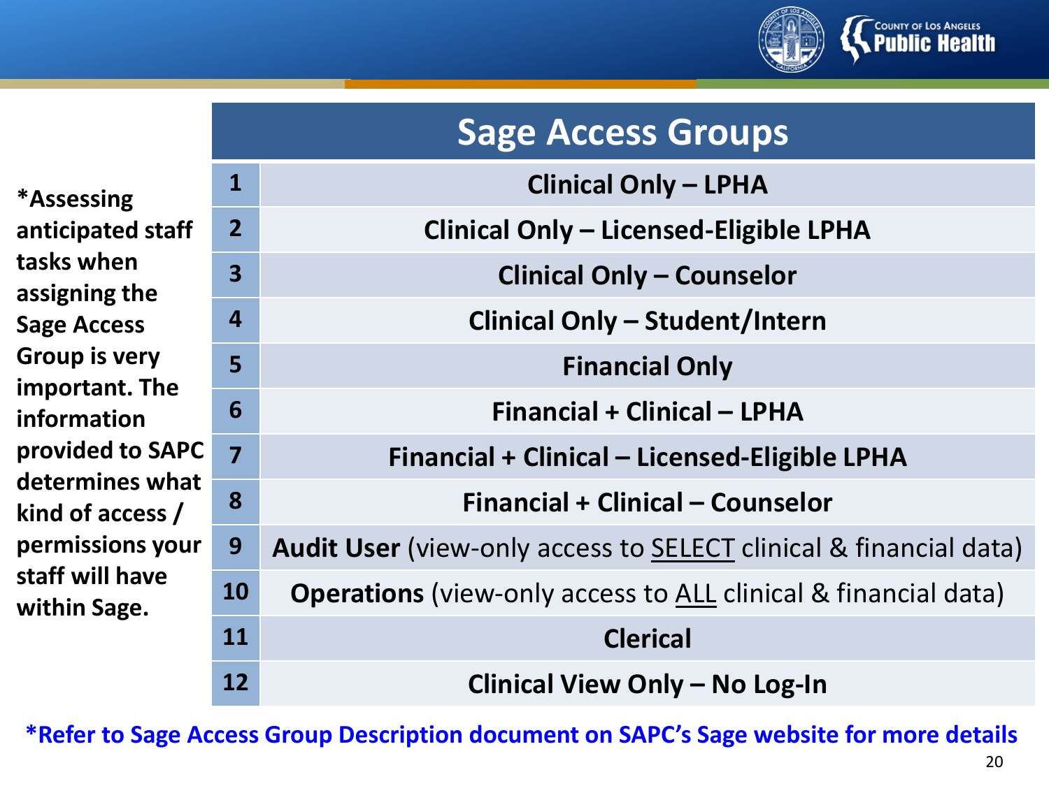**\*Assessing anticipated staff tasks when assigning the Sage Access Group is very important. The information provided to SAPC determines what kind of access / permissions your staff will have within Sage.**

| | **Sage Access Groups** |
|---|---|
| **1** | **Clinical Only – LPHA** |
| **2** | **Clinical Only – Licensed-Eligible LPHA** |
| **3** | **Clinical Only – Counselor** |
| **4** | **Clinical Only – Student/Intern** |
| **5** | **Financial Only** |
| **6** | **Financial + Clinical – LPHA** |
| **7** | **Financial + Clinical – Licensed-Eligible LPHA** |
| **8** | **Financial + Clinical – Counselor** |
| **9** | **Audit User** (view-only access to <u>SELECT</u> clinical & financial data) |
| **10** | **Operations** (view-only access to <u>ALL</u> clinical & financial data) |
| **11** | **Clerical** |
| **12** | **Clinical View Only – No Log-In** |

**\*Refer to Sage Access Group Description document on SAPC's Sage website for more details**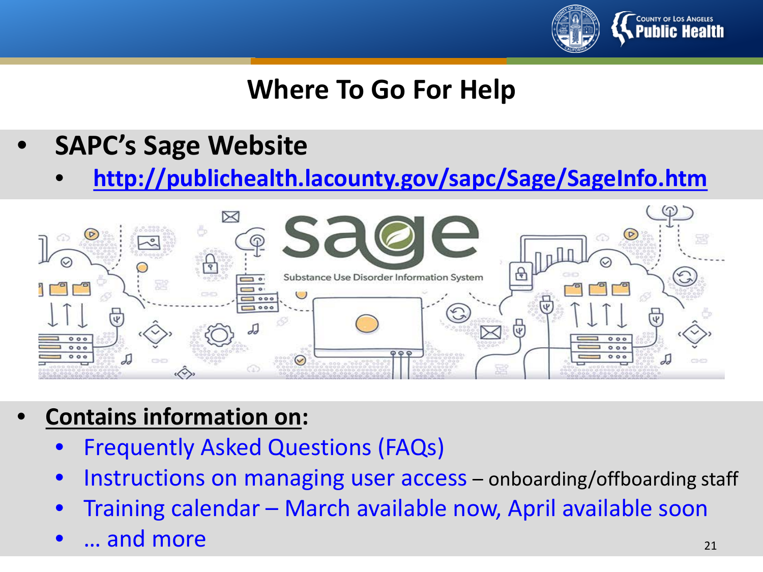# Where To Go For Help

- **SAPC's Sage Website**
  - http://publichealth.lacounty.gov/sapc/Sage/SageInfo.htm

- **Contains information on:**
  - Frequently Asked Questions (FAQs)
  - Instructions on managing user access – onboarding/offboarding staff
  - Training calendar – March available now, April available soon
  - … and more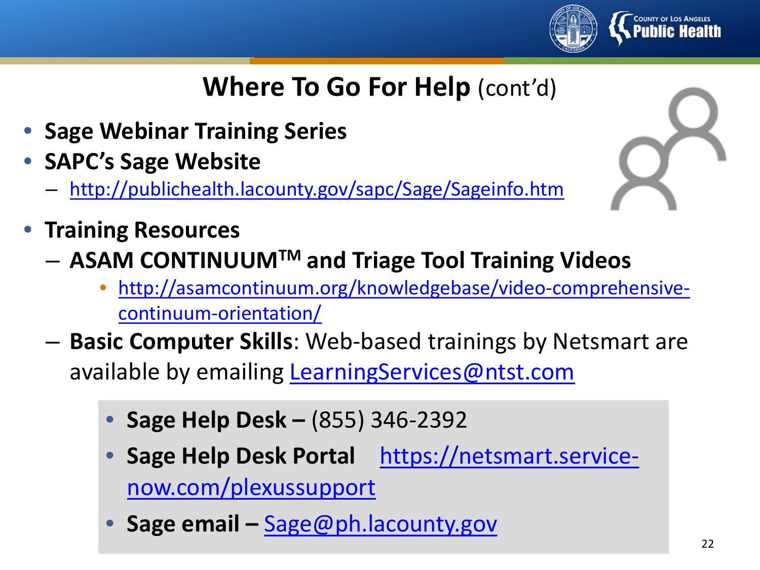# Where To Go For Help (cont'd)

- **Sage Webinar Training Series**
- **SAPC's Sage Website**
  - http://publichealth.lacounty.gov/sapc/Sage/Sageinfo.htm
- **Training Resources**
  - **ASAM CONTINUUM™ and Triage Tool Training Videos**
    - http://asamcontinuum.org/knowledgebase/video-comprehensive-continuum-orientation/
  - **Basic Computer Skills**: Web-based trainings by Netsmart are available by emailing LearningServices@ntst.com

- **Sage Help Desk –** (855) 346-2392
- **Sage Help Desk Portal** https://netsmart.service-now.com/plexussupport
- **Sage email –** Sage@ph.lacounty.gov